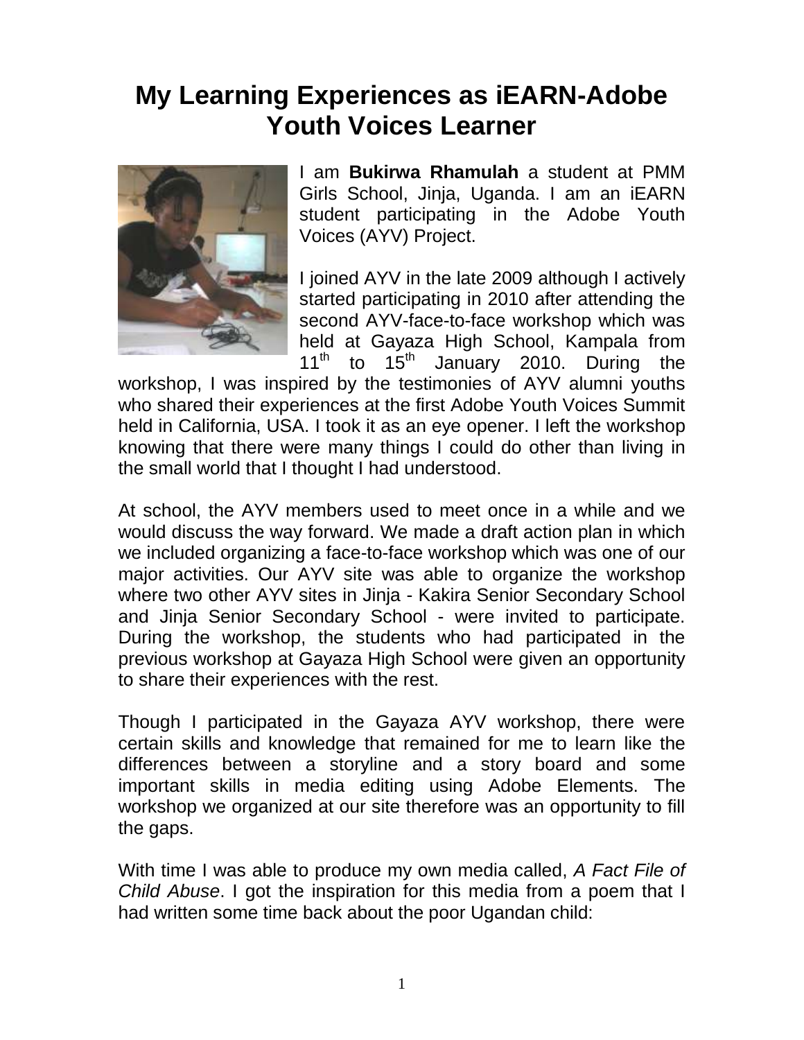# My Learning Experiences as iEARN-Adobe Youth Voices Learner

I am **Bukirwa Rhamulah** a student at PMM Girls School, Jinja, Uganda. I am an iEARN student participating in the Adobe Youth Voices (AYV) Project.

I joined AYV in the late 2009 although I actively started participating in 2010 after attending the second AYV-face-to-face workshop which was held at Gayaza High School, Kampala from 11th to 15th January 2010. During the workshop, I was inspired by the testimonies of AYV alumni youths who shared their experiences at the first Adobe Youth Voices Summit held in California, USA. I took it as an eye opener. I left the workshop knowing that there were many things I could do other than living in the small world that I thought I had understood.

At school, the AYV members used to meet once in a while and we would discuss the way forward. We made a draft action plan in which we included organizing a face-to-face workshop which was one of our major activities. Our AYV site was able to organize the workshop where two other AYV sites in Jinja - Kakira Senior Secondary School and Jinja Senior Secondary School - were invited to participate. During the workshop, the students who had participated in the previous workshop at Gayaza High School were given an opportunity to share their experiences with the rest.

Though I participated in the Gayaza AYV workshop, there were certain skills and knowledge that remained for me to learn like the differences between a storyline and a story board and some important skills in media editing using Adobe Elements. The workshop we organized at our site therefore was an opportunity to fill the gaps.

With time I was able to produce my own media called, *A Fact File of Child Abuse*. I got the inspiration for this media from a poem that I had written some time back about the poor Ugandan child: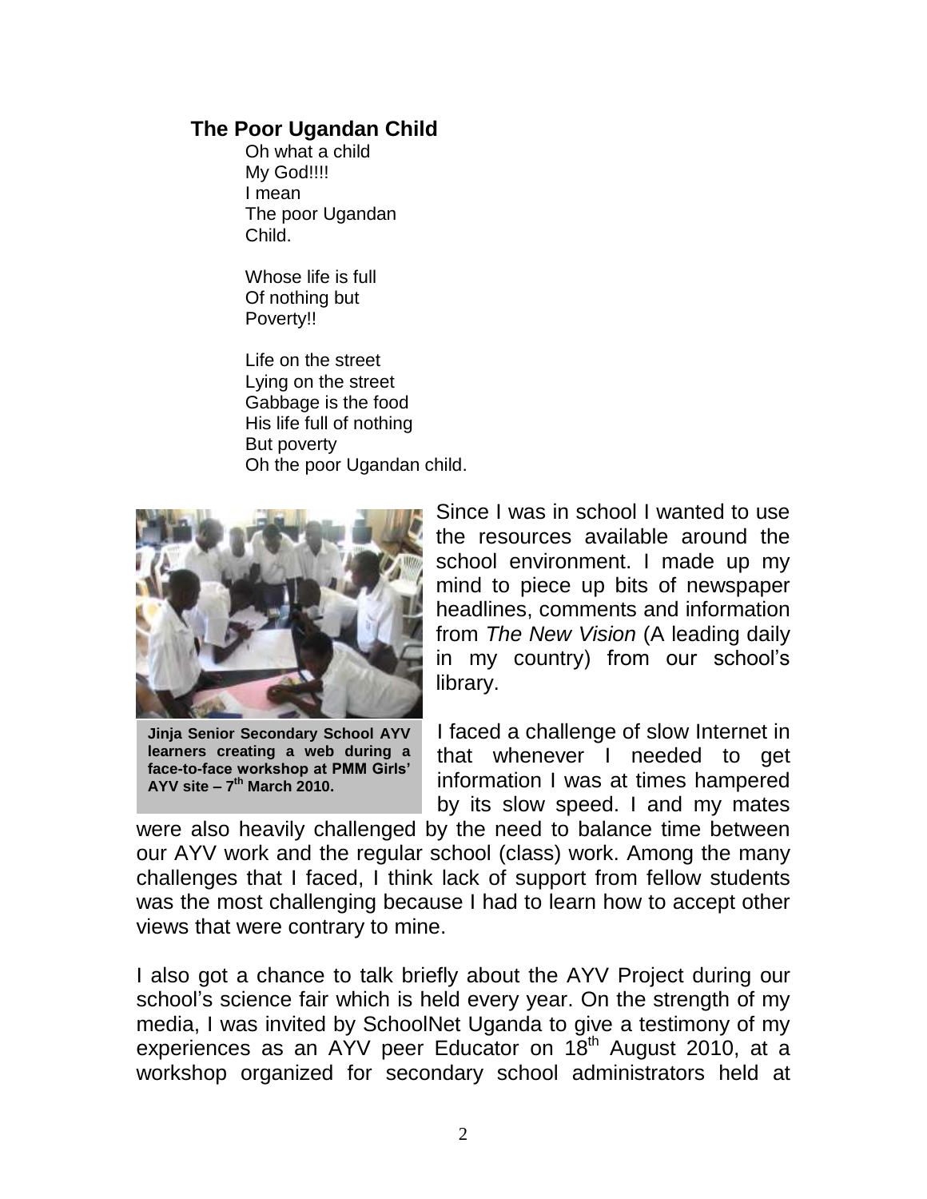### The Poor Ugandan Child

Oh what a child
My God!!!!
I mean
The poor Ugandan
Child.

Whose life is full
Of nothing but
Poverty!!

Life on the street
Lying on the street
Gabbage is the food
His life full of nothing
But poverty
Oh the poor Ugandan child.

**Jinja Senior Secondary School AYV learners creating a web during a face-to-face workshop at PMM Girls' AYV site – 7th March 2010.**

Since I was in school I wanted to use the resources available around the school environment. I made up my mind to piece up bits of newspaper headlines, comments and information from *The New Vision* (A leading daily in my country) from our school's library.

I faced a challenge of slow Internet in that whenever I needed to get information I was at times hampered by its slow speed. I and my mates were also heavily challenged by the need to balance time between our AYV work and the regular school (class) work. Among the many challenges that I faced, I think lack of support from fellow students was the most challenging because I had to learn how to accept other views that were contrary to mine.

I also got a chance to talk briefly about the AYV Project during our school's science fair which is held every year. On the strength of my media, I was invited by SchoolNet Uganda to give a testimony of my experiences as an AYV peer Educator on 18th August 2010, at a workshop organized for secondary school administrators held at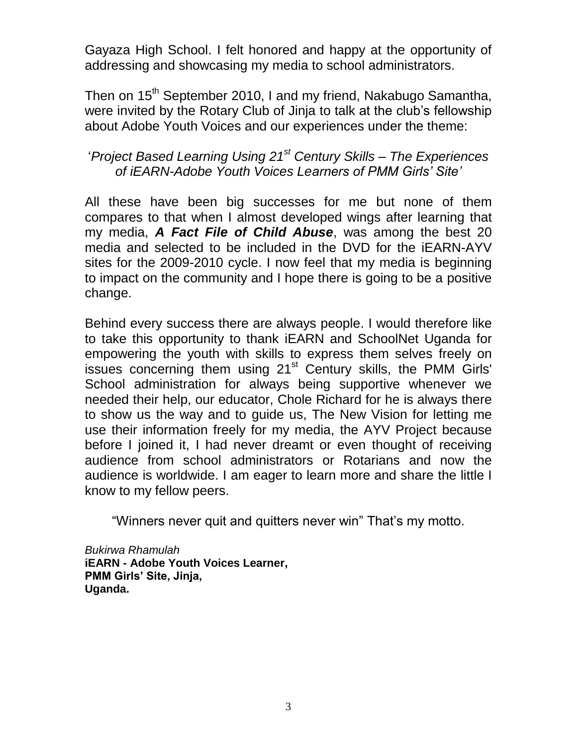Gayaza High School. I felt honored and happy at the opportunity of addressing and showcasing my media to school administrators.

Then on 15th September 2010, I and my friend, Nakabugo Samantha, were invited by the Rotary Club of Jinja to talk at the club's fellowship about Adobe Youth Voices and our experiences under the theme:

'*Project Based Learning Using 21st Century Skills – The Experiences of iEARN-Adobe Youth Voices Learners of PMM Girls' Site'*

All these have been big successes for me but none of them compares to that when I almost developed wings after learning that my media, ***A Fact File of Child Abuse***, was among the best 20 media and selected to be included in the DVD for the iEARN-AYV sites for the 2009-2010 cycle. I now feel that my media is beginning to impact on the community and I hope there is going to be a positive change.

Behind every success there are always people. I would therefore like to take this opportunity to thank iEARN and SchoolNet Uganda for empowering the youth with skills to express them selves freely on issues concerning them using 21st Century skills, the PMM Girls' School administration for always being supportive whenever we needed their help, our educator, Chole Richard for he is always there to show us the way and to guide us, The New Vision for letting me use their information freely for my media, the AYV Project because before I joined it, I had never dreamt or even thought of receiving audience from school administrators or Rotarians and now the audience is worldwide. I am eager to learn more and share the little I know to my fellow peers.

"Winners never quit and quitters never win" That's my motto.

*Bukirwa Rhamulah*
**iEARN - Adobe Youth Voices Learner,**
**PMM Girls' Site, Jinja,**
**Uganda.**